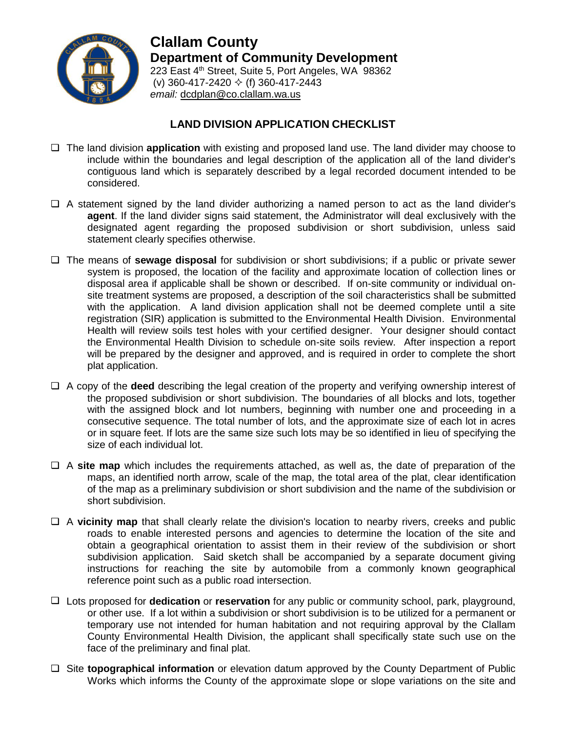# Clallam County

## Department of Community Development

223 East 4th Street, Suite 5, Port Angeles, WA 98362
(v) 360-417-2420 ✧ (f) 360-417-2443
*email:* dcdplan@co.clallam.wa.us

### LAND DIVISION APPLICATION CHECKLIST

- ☐ The land division **application** with existing and proposed land use. The land divider may choose to include within the boundaries and legal description of the application all of the land divider's contiguous land which is separately described by a legal recorded document intended to be considered.
- ☐ A statement signed by the land divider authorizing a named person to act as the land divider's **agent**. If the land divider signs said statement, the Administrator will deal exclusively with the designated agent regarding the proposed subdivision or short subdivision, unless said statement clearly specifies otherwise.
- ☐ The means of **sewage disposal** for subdivision or short subdivisions; if a public or private sewer system is proposed, the location of the facility and approximate location of collection lines or disposal area if applicable shall be shown or described. If on-site community or individual on-site treatment systems are proposed, a description of the soil characteristics shall be submitted with the application. A land division application shall not be deemed complete until a site registration (SIR) application is submitted to the Environmental Health Division. Environmental Health will review soils test holes with your certified designer. Your designer should contact the Environmental Health Division to schedule on-site soils review. After inspection a report will be prepared by the designer and approved, and is required in order to complete the short plat application.
- ☐ A copy of the **deed** describing the legal creation of the property and verifying ownership interest of the proposed subdivision or short subdivision. The boundaries of all blocks and lots, together with the assigned block and lot numbers, beginning with number one and proceeding in a consecutive sequence. The total number of lots, and the approximate size of each lot in acres or in square feet. If lots are the same size such lots may be so identified in lieu of specifying the size of each individual lot.
- ☐ A **site map** which includes the requirements attached, as well as, the date of preparation of the maps, an identified north arrow, scale of the map, the total area of the plat, clear identification of the map as a preliminary subdivision or short subdivision and the name of the subdivision or short subdivision.
- ☐ A **vicinity map** that shall clearly relate the division's location to nearby rivers, creeks and public roads to enable interested persons and agencies to determine the location of the site and obtain a geographical orientation to assist them in their review of the subdivision or short subdivision application. Said sketch shall be accompanied by a separate document giving instructions for reaching the site by automobile from a commonly known geographical reference point such as a public road intersection.
- ☐ Lots proposed for **dedication** or **reservation** for any public or community school, park, playground, or other use. If a lot within a subdivision or short subdivision is to be utilized for a permanent or temporary use not intended for human habitation and not requiring approval by the Clallam County Environmental Health Division, the applicant shall specifically state such use on the face of the preliminary and final plat.
- ☐ Site **topographical information** or elevation datum approved by the County Department of Public Works which informs the County of the approximate slope or slope variations on the site and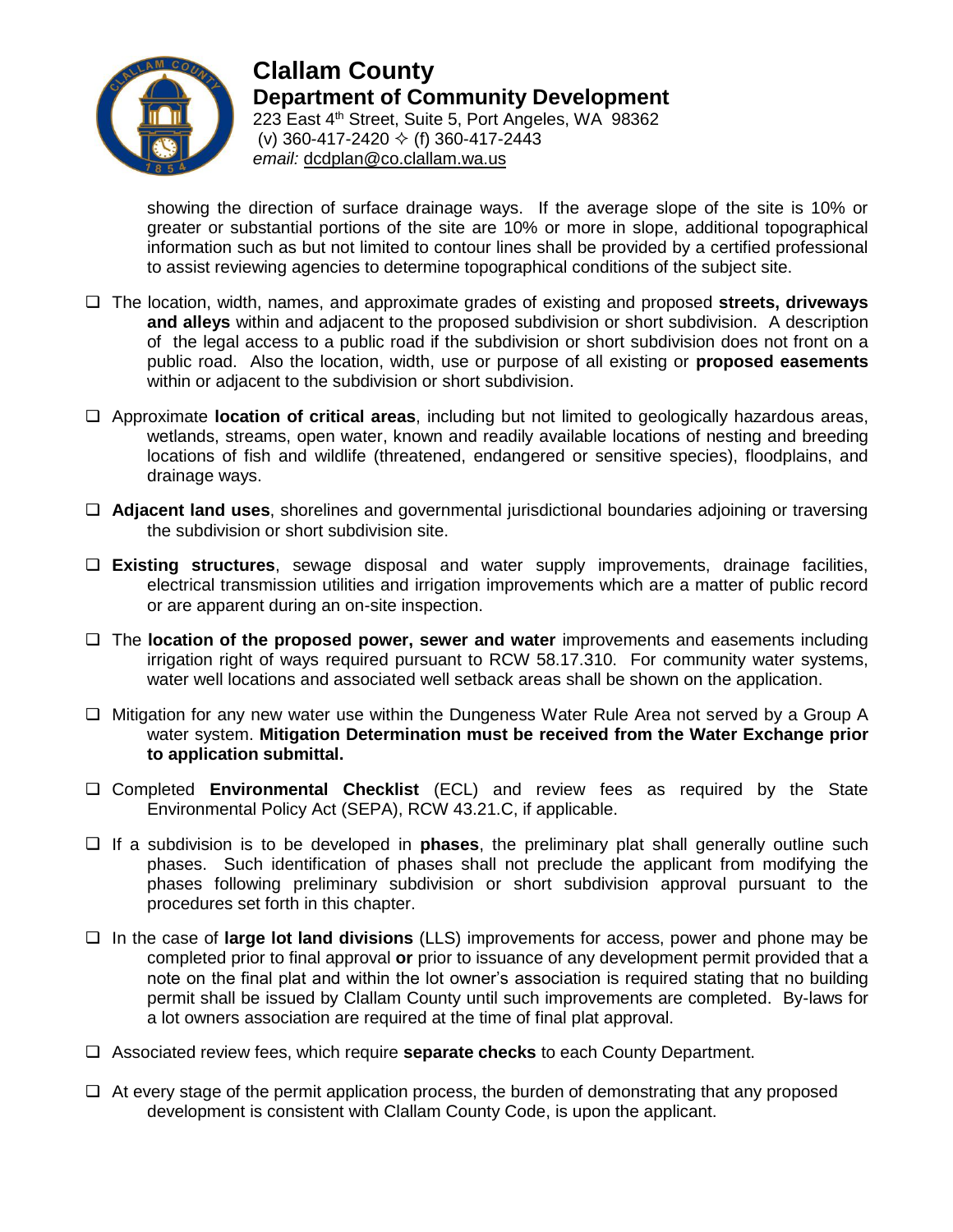showing the direction of surface drainage ways. If the average slope of the site is 10% or greater or substantial portions of the site are 10% or more in slope, additional topographical information such as but not limited to contour lines shall be provided by a certified professional to assist reviewing agencies to determine topographical conditions of the subject site.

- ❑ The location, width, names, and approximate grades of existing and proposed **streets, driveways and alleys** within and adjacent to the proposed subdivision or short subdivision. A description of the legal access to a public road if the subdivision or short subdivision does not front on a public road. Also the location, width, use or purpose of all existing or **proposed easements** within or adjacent to the subdivision or short subdivision.
- ❑ Approximate **location of critical areas**, including but not limited to geologically hazardous areas, wetlands, streams, open water, known and readily available locations of nesting and breeding locations of fish and wildlife (threatened, endangered or sensitive species), floodplains, and drainage ways.
- ❑ **Adjacent land uses**, shorelines and governmental jurisdictional boundaries adjoining or traversing the subdivision or short subdivision site.
- ❑ **Existing structures**, sewage disposal and water supply improvements, drainage facilities, electrical transmission utilities and irrigation improvements which are a matter of public record or are apparent during an on-site inspection.
- ❑ The **location of the proposed power, sewer and water** improvements and easements including irrigation right of ways required pursuant to RCW 58.17.310. For community water systems, water well locations and associated well setback areas shall be shown on the application.
- ❑ Mitigation for any new water use within the Dungeness Water Rule Area not served by a Group A water system. **Mitigation Determination must be received from the Water Exchange prior to application submittal.**
- ❑ Completed **Environmental Checklist** (ECL) and review fees as required by the State Environmental Policy Act (SEPA), RCW 43.21.C, if applicable.
- ❑ If a subdivision is to be developed in **phases**, the preliminary plat shall generally outline such phases. Such identification of phases shall not preclude the applicant from modifying the phases following preliminary subdivision or short subdivision approval pursuant to the procedures set forth in this chapter.
- ❑ In the case of **large lot land divisions** (LLS) improvements for access, power and phone may be completed prior to final approval **or** prior to issuance of any development permit provided that a note on the final plat and within the lot owner's association is required stating that no building permit shall be issued by Clallam County until such improvements are completed. By-laws for a lot owners association are required at the time of final plat approval.
- ❑ Associated review fees, which require **separate checks** to each County Department.
- ❑ At every stage of the permit application process, the burden of demonstrating that any proposed development is consistent with Clallam County Code, is upon the applicant.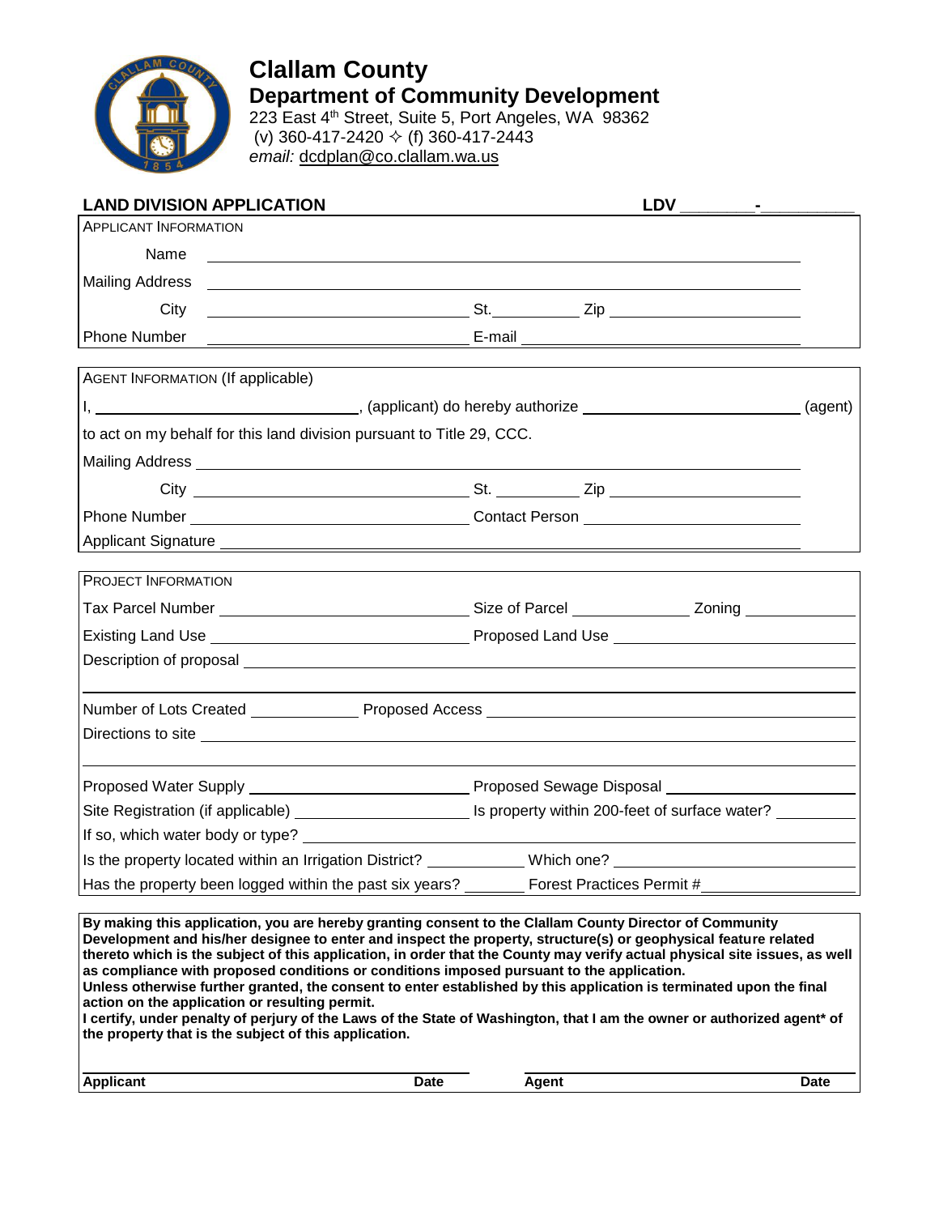# Clallam County

## Department of Community Development

223 East 4th Street, Suite 5, Port Angeles, WA 98362
(v) 360-417-2420 ✧ (f) 360-417-2443
*email:* dcdplan@co.clallam.wa.us

**LAND DIVISION APPLICATION** **LDV _______-_________**

APPLICANT INFORMATION

Name ____________________________________________

Mailing Address ____________________________________________

City ____________________ St. ________ Zip ____________

Phone Number ____________________ E-mail ____________________

AGENT INFORMATION (If applicable)

I, ____________________, (applicant) do hereby authorize ____________________ (agent) to act on my behalf for this land division pursuant to Title 29, CCC.

Mailing Address ____________________________________________

City ____________________ St. ________ Zip ____________

Phone Number ____________________ Contact Person ____________________

Applicant Signature ____________________________________________

PROJECT INFORMATION

Tax Parcel Number ____________________ Size of Parcel ____________ Zoning ____________

Existing Land Use ____________________ Proposed Land Use ____________________

Description of proposal ____________________________________________

____________________________________________

Number of Lots Created ____________ Proposed Access ____________________

Directions to site ____________________________________________

____________________________________________

Proposed Water Supply ____________________ Proposed Sewage Disposal ____________________

Site Registration (if applicable) ____________________ Is property within 200-feet of surface water? ________

If so, which water body or type? ____________________________________________

Is the property located within an Irrigation District? ________ Which one? ____________________

Has the property been logged within the past six years? ________ Forest Practices Permit #____________

**By making this application, you are hereby granting consent to the Clallam County Director of Community Development and his/her designee to enter and inspect the property, structure(s) or geophysical feature related thereto which is the subject of this application, in order that the County may verify actual physical site issues, as well as compliance with proposed conditions or conditions imposed pursuant to the application.**
**Unless otherwise further granted, the consent to enter established by this application is terminated upon the final action on the application or resulting permit.**
**I certify, under penalty of perjury of the Laws of the State of Washington, that I am the owner or authorized agent\* of the property that is the subject of this application.**

| **Applicant** | **Date** | **Agent** | **Date** |
|---|---|---|---|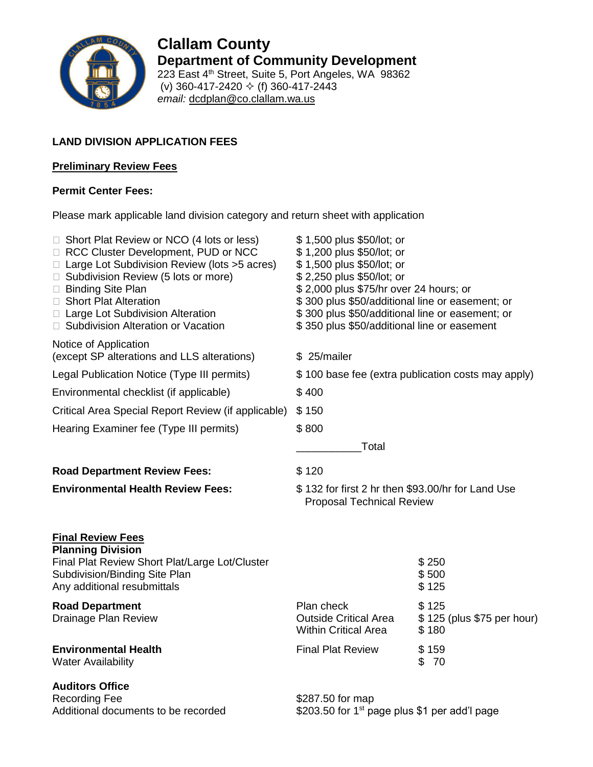# Clallam County
## Department of Community Development

223 East 4th Street, Suite 5, Port Angeles, WA 98362
(v) 360-417-2420 ✧ (f) 360-417-2443
*email:* dcdplan@co.clallam.wa.us

### LAND DIVISION APPLICATION FEES

**Preliminary Review Fees**

**Permit Center Fees:**

Please mark applicable land division category and return sheet with application

| | |
|---|---|
| ☐ Short Plat Review or NCO (4 lots or less) | $ 1,500 plus $50/lot; or |
| ☐ RCC Cluster Development, PUD or NCC | $ 1,200 plus $50/lot; or |
| ☐ Large Lot Subdivision Review (lots >5 acres) | $ 1,500 plus $50/lot; or |
| ☐ Subdivision Review (5 lots or more) | $ 2,250 plus $50/lot; or |
| ☐ Binding Site Plan | $ 2,000 plus $75/hr over 24 hours; or |
| ☐ Short Plat Alteration | $ 300 plus $50/additional line or easement; or |
| ☐ Large Lot Subdivision Alteration | $ 300 plus $50/additional line or easement; or |
| ☐ Subdivision Alteration or Vacation | $ 350 plus $50/additional line or easement |
| Notice of Application (except SP alterations and LLS alterations) | $ 25/mailer |
| Legal Publication Notice (Type III permits) | $ 100 base fee (extra publication costs may apply) |
| Environmental checklist (if applicable) | $ 400 |
| Critical Area Special Report Review (if applicable) | $ 150 |
| Hearing Examiner fee (Type III permits) | $ 800 |
| | ___________Total |

**Road Department Review Fees:** $ 120

**Environmental Health Review Fees:** $ 132 for first 2 hr then $93.00/hr for Land Use Proposal Technical Review

**Final Review Fees**

| | | |
|---|---|---|
| **Planning Division** | | |
| Final Plat Review Short Plat/Large Lot/Cluster | | $ 250 |
| Subdivision/Binding Site Plan | | $ 500 |
| Any additional resubmittals | | $ 125 |
| **Road Department** | Plan check | $ 125 |
| Drainage Plan Review | Outside Critical Area | $ 125 (plus $75 per hour) |
| | Within Critical Area | $ 180 |
| **Environmental Health** | Final Plat Review | $ 159 |
| Water Availability | | $ 70 |

**Auditors Office**

| | |
|---|---|
| Recording Fee | $287.50 for map |
| Additional documents to be recorded | $203.50 for 1st page plus $1 per add'l page |